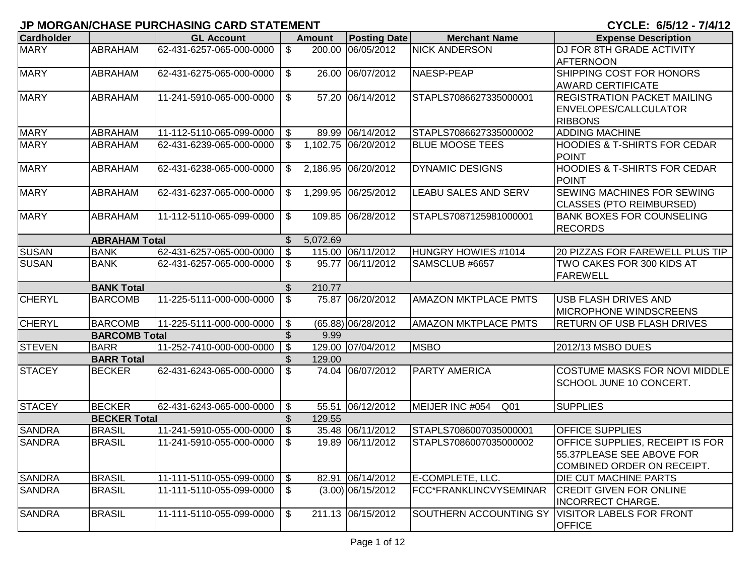# JP MORGAN/CHASE PURCHASING CARD STATEMENT

CYCLE: 6/5/12 - 7/4/12

| Cardholder | | GL Account | Amount | Posting Date | Merchant Name | Expense Description |
|---|---|---|---|---|---|---|
| MARY | ABRAHAM | 62-431-6257-065-000-0000 | $ 200.00 | 06/05/2012 | NICK ANDERSON | DJ FOR 8TH GRADE ACTIVITY AFTERNOON |
| MARY | ABRAHAM | 62-431-6275-065-000-0000 | $ 26.00 | 06/07/2012 | NAESP-PEAP | SHIPPING COST FOR HONORS AWARD CERTIFICATE |
| MARY | ABRAHAM | 11-241-5910-065-000-0000 | $ 57.20 | 06/14/2012 | STAPLS7086627335000001 | REGISTRATION PACKET MAILING ENVELOPES/CALLCULATOR RIBBONS |
| MARY | ABRAHAM | 11-112-5110-065-099-0000 | $ 89.99 | 06/14/2012 | STAPLS7086627335000002 | ADDING MACHINE |
| MARY | ABRAHAM | 62-431-6239-065-000-0000 | $ 1,102.75 | 06/20/2012 | BLUE MOOSE TEES | HOODIES & T-SHIRTS FOR CEDAR POINT |
| MARY | ABRAHAM | 62-431-6238-065-000-0000 | $ 2,186.95 | 06/20/2012 | DYNAMIC DESIGNS | HOODIES & T-SHIRTS FOR CEDAR POINT |
| MARY | ABRAHAM | 62-431-6237-065-000-0000 | $ 1,299.95 | 06/25/2012 | LEABU SALES AND SERV | SEWING MACHINES FOR SEWING CLASSES (PTO REIMBURSED) |
| MARY | ABRAHAM | 11-112-5110-065-099-0000 | $ 109.85 | 06/28/2012 | STAPLS7087125981000001 | BANK BOXES FOR COUNSELING RECORDS |
| | ABRAHAM Total | | $ 5,072.69 | | | |
| SUSAN | BANK | 62-431-6257-065-000-0000 | $ 115.00 | 06/11/2012 | HUNGRY HOWIES #1014 | 20 PIZZAS FOR FAREWELL PLUS TIP |
| SUSAN | BANK | 62-431-6257-065-000-0000 | $ 95.77 | 06/11/2012 | SAMSCLUB #6657 | TWO CAKES FOR 300 KIDS AT FAREWELL |
| | BANK Total | | $ 210.77 | | | |
| CHERYL | BARCOMB | 11-225-5111-000-000-0000 | $ 75.87 | 06/20/2012 | AMAZON MKTPLACE PMTS | USB FLASH DRIVES AND MICROPHONE WINDSCREENS |
| CHERYL | BARCOMB | 11-225-5111-000-000-0000 | $ (65.88) | 06/28/2012 | AMAZON MKTPLACE PMTS | RETURN OF USB FLASH DRIVES |
| | BARCOMB Total | | $ 9.99 | | | |
| STEVEN | BARR | 11-252-7410-000-000-0000 | $ 129.00 | 07/04/2012 | MSBO | 2012/13 MSBO DUES |
| | BARR Total | | $ 129.00 | | | |
| STACEY | BECKER | 62-431-6243-065-000-0000 | $ 74.04 | 06/07/2012 | PARTY AMERICA | COSTUME MASKS FOR NOVI MIDDLE SCHOOL JUNE 10 CONCERT. |
| STACEY | BECKER | 62-431-6243-065-000-0000 | $ 55.51 | 06/12/2012 | MEIJER INC #054 Q01 | SUPPLIES |
| | BECKER Total | | $ 129.55 | | | |
| SANDRA | BRASIL | 11-241-5910-055-000-0000 | $ 35.48 | 06/11/2012 | STAPLS7086007035000001 | OFFICE SUPPLIES |
| SANDRA | BRASIL | 11-241-5910-055-000-0000 | $ 19.89 | 06/11/2012 | STAPLS7086007035000002 | OFFICE SUPPLIES, RECEIPT IS FOR 55.37PLEASE SEE ABOVE FOR COMBINED ORDER ON RECEIPT. |
| SANDRA | BRASIL | 11-111-5110-055-099-0000 | $ 82.91 | 06/14/2012 | E-COMPLETE, LLC. | DIE CUT MACHINE PARTS |
| SANDRA | BRASIL | 11-111-5110-055-099-0000 | $ (3.00) | 06/15/2012 | FCC*FRANKLINCVYSEMINAR | CREDIT GIVEN FOR ONLINE INCORRECT CHARGE. |
| SANDRA | BRASIL | 11-111-5110-055-099-0000 | $ 211.13 | 06/15/2012 | SOUTHERN ACCOUNTING SY | VISITOR LABELS FOR FRONT OFFICE |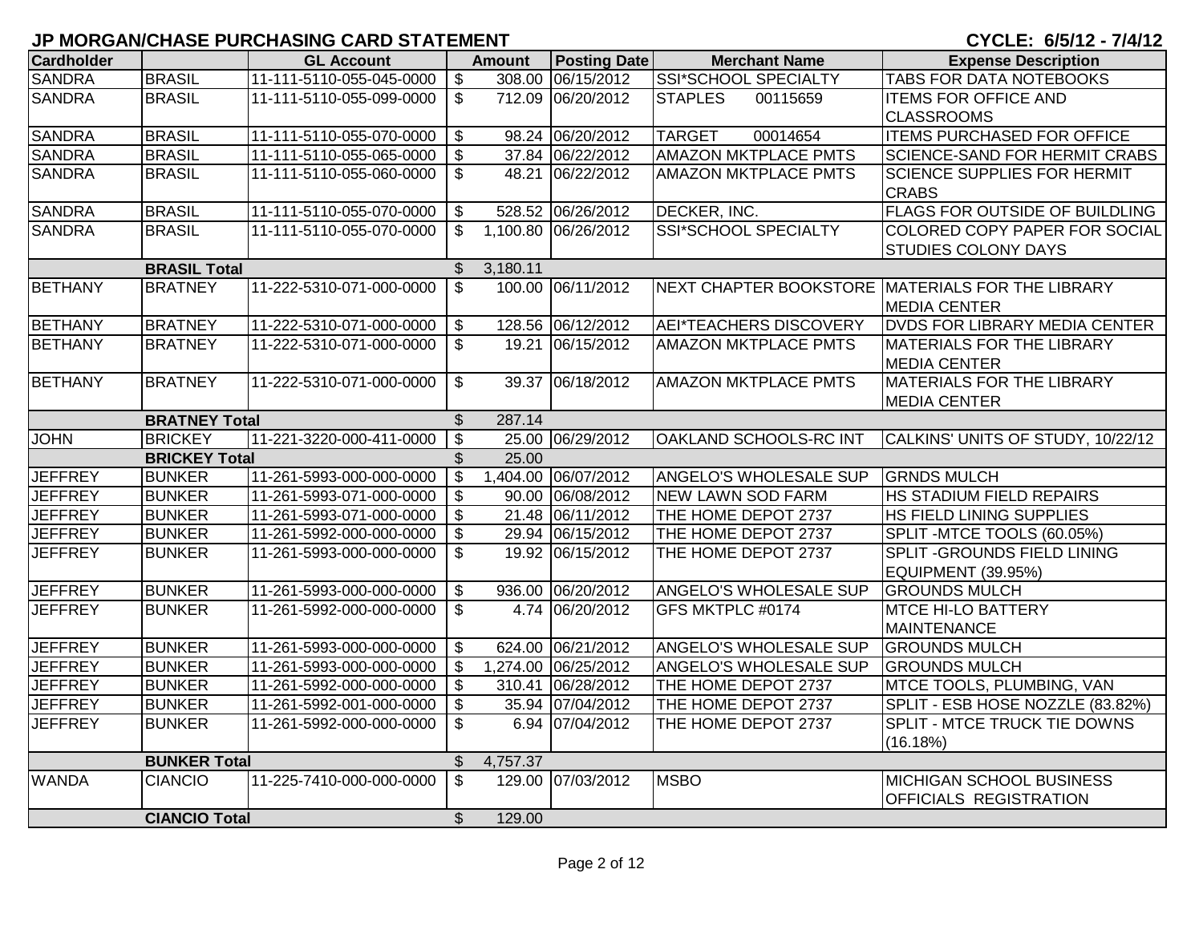# JP MORGAN/CHASE PURCHASING CARD STATEMENT

**CYCLE: 6/5/12 - 7/4/12**

| Cardholder | | GL Account | Amount | Posting Date | Merchant Name | Expense Description |
|---|---|---|---|---|---|---|
| SANDRA | BRASIL | 11-111-5110-055-045-0000 | $ 308.00 | 06/15/2012 | SSI*SCHOOL SPECIALTY | TABS FOR DATA NOTEBOOKS |
| SANDRA | BRASIL | 11-111-5110-055-099-0000 | $ 712.09 | 06/20/2012 | STAPLES 00115659 | ITEMS FOR OFFICE AND CLASSROOMS |
| SANDRA | BRASIL | 11-111-5110-055-070-0000 | $ 98.24 | 06/20/2012 | TARGET 00014654 | ITEMS PURCHASED FOR OFFICE |
| SANDRA | BRASIL | 11-111-5110-055-065-0000 | $ 37.84 | 06/22/2012 | AMAZON MKTPLACE PMTS | SCIENCE-SAND FOR HERMIT CRABS |
| SANDRA | BRASIL | 11-111-5110-055-060-0000 | $ 48.21 | 06/22/2012 | AMAZON MKTPLACE PMTS | SCIENCE SUPPLIES FOR HERMIT CRABS |
| SANDRA | BRASIL | 11-111-5110-055-070-0000 | $ 528.52 | 06/26/2012 | DECKER, INC. | FLAGS FOR OUTSIDE OF BUILDLING |
| SANDRA | BRASIL | 11-111-5110-055-070-0000 | $ 1,100.80 | 06/26/2012 | SSI*SCHOOL SPECIALTY | COLORED COPY PAPER FOR SOCIAL STUDIES COLONY DAYS |
| | **BRASIL Total** | | $ 3,180.11 | | | |
| BETHANY | BRATNEY | 11-222-5310-071-000-0000 | $ 100.00 | 06/11/2012 | NEXT CHAPTER BOOKSTORE | MATERIALS FOR THE LIBRARY MEDIA CENTER |
| BETHANY | BRATNEY | 11-222-5310-071-000-0000 | $ 128.56 | 06/12/2012 | AEI*TEACHERS DISCOVERY | DVDS FOR LIBRARY MEDIA CENTER |
| BETHANY | BRATNEY | 11-222-5310-071-000-0000 | $ 19.21 | 06/15/2012 | AMAZON MKTPLACE PMTS | MATERIALS FOR THE LIBRARY MEDIA CENTER |
| BETHANY | BRATNEY | 11-222-5310-071-000-0000 | $ 39.37 | 06/18/2012 | AMAZON MKTPLACE PMTS | MATERIALS FOR THE LIBRARY MEDIA CENTER |
| | **BRATNEY Total** | | $ 287.14 | | | |
| JOHN | BRICKEY | 11-221-3220-000-411-0000 | $ 25.00 | 06/29/2012 | OAKLAND SCHOOLS-RC INT | CALKINS' UNITS OF STUDY, 10/22/12 |
| | **BRICKEY Total** | | $ 25.00 | | | |
| JEFFREY | BUNKER | 11-261-5993-000-000-0000 | $ 1,404.00 | 06/07/2012 | ANGELO'S WHOLESALE SUP | GRNDS MULCH |
| JEFFREY | BUNKER | 11-261-5993-071-000-0000 | $ 90.00 | 06/08/2012 | NEW LAWN SOD FARM | HS STADIUM FIELD REPAIRS |
| JEFFREY | BUNKER | 11-261-5993-071-000-0000 | $ 21.48 | 06/11/2012 | THE HOME DEPOT 2737 | HS FIELD LINING SUPPLIES |
| JEFFREY | BUNKER | 11-261-5992-000-000-0000 | $ 29.94 | 06/15/2012 | THE HOME DEPOT 2737 | SPLIT -MTCE TOOLS (60.05%) |
| JEFFREY | BUNKER | 11-261-5993-000-000-0000 | $ 19.92 | 06/15/2012 | THE HOME DEPOT 2737 | SPLIT -GROUNDS FIELD LINING EQUIPMENT (39.95%) |
| JEFFREY | BUNKER | 11-261-5993-000-000-0000 | $ 936.00 | 06/20/2012 | ANGELO'S WHOLESALE SUP | GROUNDS MULCH |
| JEFFREY | BUNKER | 11-261-5992-000-000-0000 | $ 4.74 | 06/20/2012 | GFS MKTPLC #0174 | MTCE HI-LO BATTERY MAINTENANCE |
| JEFFREY | BUNKER | 11-261-5993-000-000-0000 | $ 624.00 | 06/21/2012 | ANGELO'S WHOLESALE SUP | GROUNDS MULCH |
| JEFFREY | BUNKER | 11-261-5993-000-000-0000 | $ 1,274.00 | 06/25/2012 | ANGELO'S WHOLESALE SUP | GROUNDS MULCH |
| JEFFREY | BUNKER | 11-261-5992-000-000-0000 | $ 310.41 | 06/28/2012 | THE HOME DEPOT 2737 | MTCE TOOLS, PLUMBING, VAN |
| JEFFREY | BUNKER | 11-261-5992-001-000-0000 | $ 35.94 | 07/04/2012 | THE HOME DEPOT 2737 | SPLIT - ESB HOSE NOZZLE (83.82%) |
| JEFFREY | BUNKER | 11-261-5992-000-000-0000 | $ 6.94 | 07/04/2012 | THE HOME DEPOT 2737 | SPLIT - MTCE TRUCK TIE DOWNS (16.18%) |
| | **BUNKER Total** | | $ 4,757.37 | | | |
| WANDA | CIANCIO | 11-225-7410-000-000-0000 | $ 129.00 | 07/03/2012 | MSBO | MICHIGAN SCHOOL BUSINESS OFFICIALS REGISTRATION |
| | **CIANCIO Total** | | $ 129.00 | | | |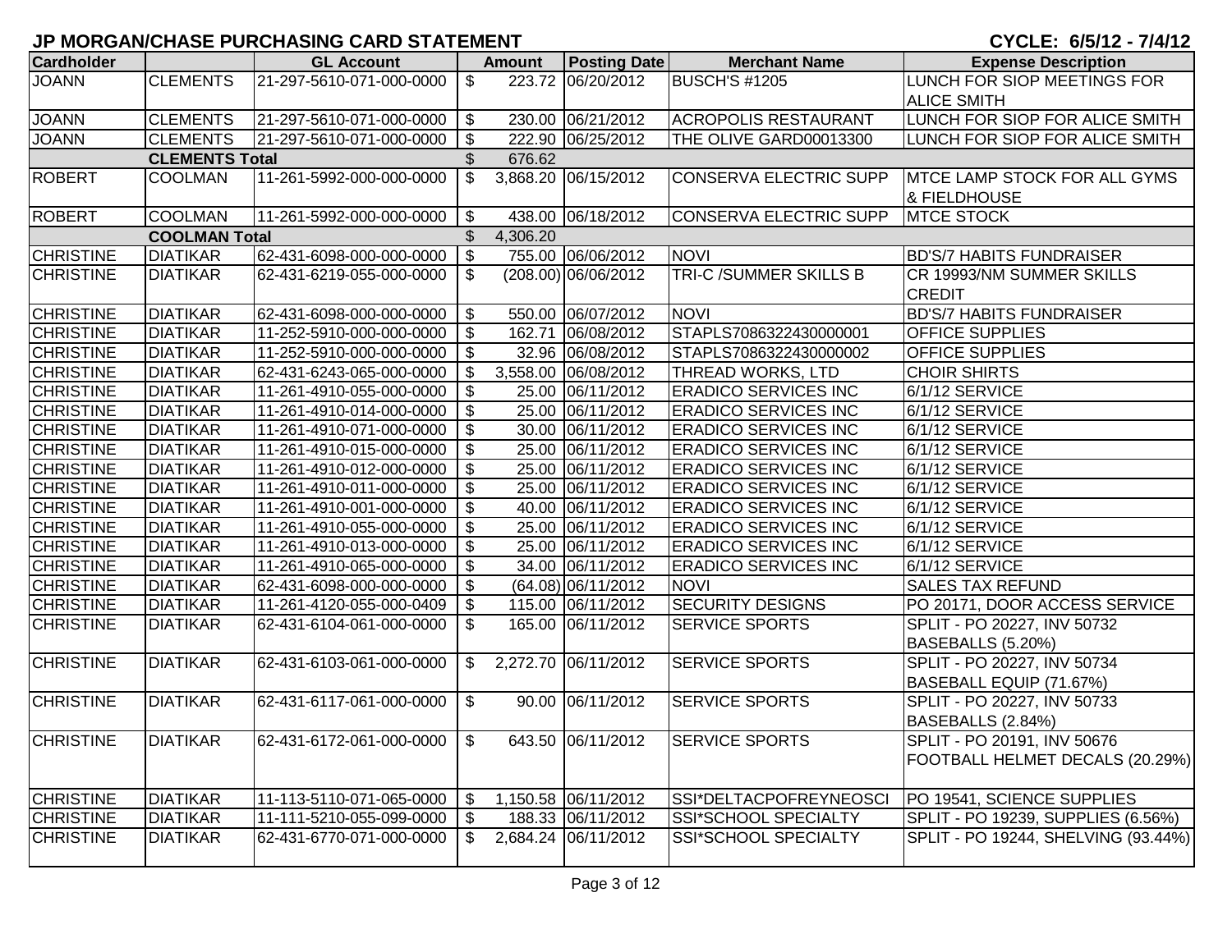# JP MORGAN/CHASE PURCHASING CARD STATEMENT

**CYCLE: 6/5/12 - 7/4/12**

| Cardholder | | GL Account | Amount | Posting Date | Merchant Name | Expense Description |
|---|---|---|---|---|---|---|
| JOANN | CLEMENTS | 21-297-5610-071-000-0000 | $ 223.72 | 06/20/2012 | BUSCH'S #1205 | LUNCH FOR SIOP MEETINGS FOR ALICE SMITH |
| JOANN | CLEMENTS | 21-297-5610-071-000-0000 | $ 230.00 | 06/21/2012 | ACROPOLIS RESTAURANT | LUNCH FOR SIOP FOR ALICE SMITH |
| JOANN | CLEMENTS | 21-297-5610-071-000-0000 | $ 222.90 | 06/25/2012 | THE OLIVE GARD00013300 | LUNCH FOR SIOP FOR ALICE SMITH |
| | CLEMENTS Total | | $ 676.62 | | | |
| ROBERT | COOLMAN | 11-261-5992-000-000-0000 | $ 3,868.20 | 06/15/2012 | CONSERVA ELECTRIC SUPP | MTCE LAMP STOCK FOR ALL GYMS & FIELDHOUSE |
| ROBERT | COOLMAN | 11-261-5992-000-000-0000 | $ 438.00 | 06/18/2012 | CONSERVA ELECTRIC SUPP | MTCE STOCK |
| | COOLMAN Total | | $ 4,306.20 | | | |
| CHRISTINE | DIATIKAR | 62-431-6098-000-000-0000 | $ 755.00 | 06/06/2012 | NOVI | BD'S/7 HABITS FUNDRAISER |
| CHRISTINE | DIATIKAR | 62-431-6219-055-000-0000 | $ (208.00) | 06/06/2012 | TRI-C /SUMMER SKILLS B | CR 19993/NM SUMMER SKILLS CREDIT |
| CHRISTINE | DIATIKAR | 62-431-6098-000-000-0000 | $ 550.00 | 06/07/2012 | NOVI | BD'S/7 HABITS FUNDRAISER |
| CHRISTINE | DIATIKAR | 11-252-5910-000-000-0000 | $ 162.71 | 06/08/2012 | STAPLS7086322430000001 | OFFICE SUPPLIES |
| CHRISTINE | DIATIKAR | 11-252-5910-000-000-0000 | $ 32.96 | 06/08/2012 | STAPLS7086322430000002 | OFFICE SUPPLIES |
| CHRISTINE | DIATIKAR | 62-431-6243-065-000-0000 | $ 3,558.00 | 06/08/2012 | THREAD WORKS, LTD | CHOIR SHIRTS |
| CHRISTINE | DIATIKAR | 11-261-4910-055-000-0000 | $ 25.00 | 06/11/2012 | ERADICO SERVICES INC | 6/1/12 SERVICE |
| CHRISTINE | DIATIKAR | 11-261-4910-014-000-0000 | $ 25.00 | 06/11/2012 | ERADICO SERVICES INC | 6/1/12 SERVICE |
| CHRISTINE | DIATIKAR | 11-261-4910-071-000-0000 | $ 30.00 | 06/11/2012 | ERADICO SERVICES INC | 6/1/12 SERVICE |
| CHRISTINE | DIATIKAR | 11-261-4910-015-000-0000 | $ 25.00 | 06/11/2012 | ERADICO SERVICES INC | 6/1/12 SERVICE |
| CHRISTINE | DIATIKAR | 11-261-4910-012-000-0000 | $ 25.00 | 06/11/2012 | ERADICO SERVICES INC | 6/1/12 SERVICE |
| CHRISTINE | DIATIKAR | 11-261-4910-011-000-0000 | $ 25.00 | 06/11/2012 | ERADICO SERVICES INC | 6/1/12 SERVICE |
| CHRISTINE | DIATIKAR | 11-261-4910-001-000-0000 | $ 40.00 | 06/11/2012 | ERADICO SERVICES INC | 6/1/12 SERVICE |
| CHRISTINE | DIATIKAR | 11-261-4910-055-000-0000 | $ 25.00 | 06/11/2012 | ERADICO SERVICES INC | 6/1/12 SERVICE |
| CHRISTINE | DIATIKAR | 11-261-4910-013-000-0000 | $ 25.00 | 06/11/2012 | ERADICO SERVICES INC | 6/1/12 SERVICE |
| CHRISTINE | DIATIKAR | 11-261-4910-065-000-0000 | $ 34.00 | 06/11/2012 | ERADICO SERVICES INC | 6/1/12 SERVICE |
| CHRISTINE | DIATIKAR | 62-431-6098-000-000-0000 | $ (64.08) | 06/11/2012 | NOVI | SALES TAX REFUND |
| CHRISTINE | DIATIKAR | 11-261-4120-055-000-0409 | $ 115.00 | 06/11/2012 | SECURITY DESIGNS | PO 20171, DOOR ACCESS SERVICE |
| CHRISTINE | DIATIKAR | 62-431-6104-061-000-0000 | $ 165.00 | 06/11/2012 | SERVICE SPORTS | SPLIT - PO 20227, INV 50732 BASEBALLS (5.20%) |
| CHRISTINE | DIATIKAR | 62-431-6103-061-000-0000 | $ 2,272.70 | 06/11/2012 | SERVICE SPORTS | SPLIT - PO 20227, INV 50734 BASEBALL EQUIP (71.67%) |
| CHRISTINE | DIATIKAR | 62-431-6117-061-000-0000 | $ 90.00 | 06/11/2012 | SERVICE SPORTS | SPLIT - PO 20227, INV 50733 BASEBALLS (2.84%) |
| CHRISTINE | DIATIKAR | 62-431-6172-061-000-0000 | $ 643.50 | 06/11/2012 | SERVICE SPORTS | SPLIT - PO 20191, INV 50676 FOOTBALL HELMET DECALS (20.29%) |
| CHRISTINE | DIATIKAR | 11-113-5110-071-065-0000 | $ 1,150.58 | 06/11/2012 | SSI*DELTACPOFREYNEOSCI | PO 19541, SCIENCE SUPPLIES |
| CHRISTINE | DIATIKAR | 11-111-5210-055-099-0000 | $ 188.33 | 06/11/2012 | SSI*SCHOOL SPECIALTY | SPLIT - PO 19239, SUPPLIES (6.56%) |
| CHRISTINE | DIATIKAR | 62-431-6770-071-000-0000 | $ 2,684.24 | 06/11/2012 | SSI*SCHOOL SPECIALTY | SPLIT - PO 19244, SHELVING (93.44%) |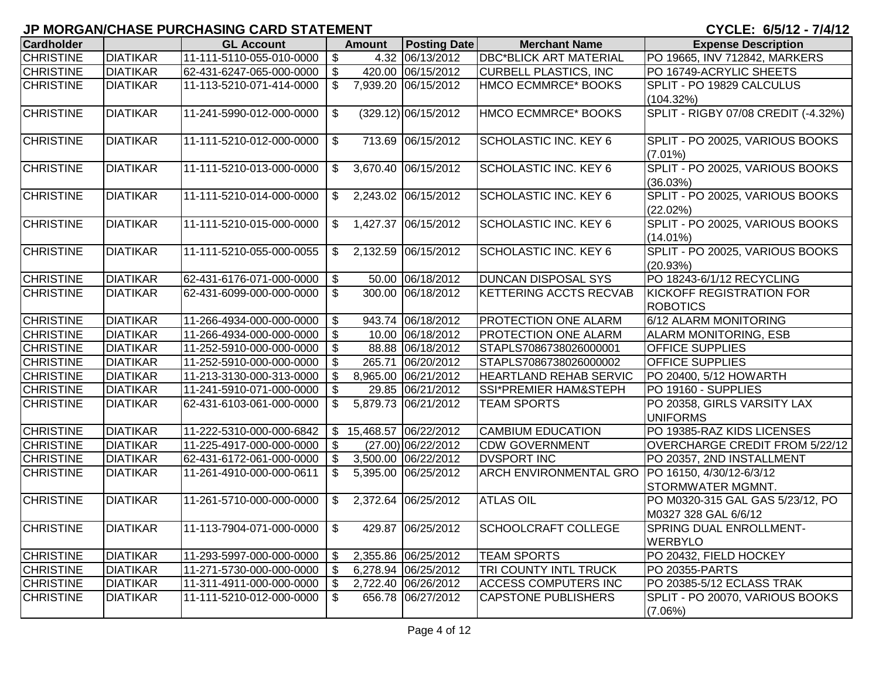## JP MORGAN/CHASE PURCHASING CARD STATEMENT

CYCLE: 6/5/12 - 7/4/12

| Cardholder | | GL Account | Amount | Posting Date | Merchant Name | Expense Description |
|---|---|---|---|---|---|---|
| CHRISTINE | DIATIKAR | 11-111-5110-055-010-0000 | $ 4.32 | 06/13/2012 | DBC*BLICK ART MATERIAL | PO 19665, INV 712842, MARKERS |
| CHRISTINE | DIATIKAR | 62-431-6247-065-000-0000 | $ 420.00 | 06/15/2012 | CURBELL PLASTICS, INC | PO 16749-ACRYLIC SHEETS |
| CHRISTINE | DIATIKAR | 11-113-5210-071-414-0000 | $ 7,939.20 | 06/15/2012 | HMCO ECMMRCE* BOOKS | SPLIT - PO 19829 CALCULUS (104.32%) |
| CHRISTINE | DIATIKAR | 11-241-5990-012-000-0000 | $ (329.12) | 06/15/2012 | HMCO ECMMRCE* BOOKS | SPLIT - RIGBY 07/08 CREDIT (-4.32%) |
| CHRISTINE | DIATIKAR | 11-111-5210-012-000-0000 | $ 713.69 | 06/15/2012 | SCHOLASTIC INC. KEY 6 | SPLIT - PO 20025, VARIOUS BOOKS (7.01%) |
| CHRISTINE | DIATIKAR | 11-111-5210-013-000-0000 | $ 3,670.40 | 06/15/2012 | SCHOLASTIC INC. KEY 6 | SPLIT - PO 20025, VARIOUS BOOKS (36.03%) |
| CHRISTINE | DIATIKAR | 11-111-5210-014-000-0000 | $ 2,243.02 | 06/15/2012 | SCHOLASTIC INC. KEY 6 | SPLIT - PO 20025, VARIOUS BOOKS (22.02%) |
| CHRISTINE | DIATIKAR | 11-111-5210-015-000-0000 | $ 1,427.37 | 06/15/2012 | SCHOLASTIC INC. KEY 6 | SPLIT - PO 20025, VARIOUS BOOKS (14.01%) |
| CHRISTINE | DIATIKAR | 11-111-5210-055-000-0055 | $ 2,132.59 | 06/15/2012 | SCHOLASTIC INC. KEY 6 | SPLIT - PO 20025, VARIOUS BOOKS (20.93%) |
| CHRISTINE | DIATIKAR | 62-431-6176-071-000-0000 | $ 50.00 | 06/18/2012 | DUNCAN DISPOSAL SYS | PO 18243-6/1/12 RECYCLING |
| CHRISTINE | DIATIKAR | 62-431-6099-000-000-0000 | $ 300.00 | 06/18/2012 | KETTERING ACCTS RECVAB | KICKOFF REGISTRATION FOR ROBOTICS |
| CHRISTINE | DIATIKAR | 11-266-4934-000-000-0000 | $ 943.74 | 06/18/2012 | PROTECTION ONE ALARM | 6/12 ALARM MONITORING |
| CHRISTINE | DIATIKAR | 11-266-4934-000-000-0000 | $ 10.00 | 06/18/2012 | PROTECTION ONE ALARM | ALARM MONITORING, ESB |
| CHRISTINE | DIATIKAR | 11-252-5910-000-000-0000 | $ 88.88 | 06/18/2012 | STAPLS7086738026000001 | OFFICE SUPPLIES |
| CHRISTINE | DIATIKAR | 11-252-5910-000-000-0000 | $ 265.71 | 06/20/2012 | STAPLS7086738026000002 | OFFICE SUPPLIES |
| CHRISTINE | DIATIKAR | 11-213-3130-000-313-0000 | $ 8,965.00 | 06/21/2012 | HEARTLAND REHAB SERVIC | PO 20400, 5/12 HOWARTH |
| CHRISTINE | DIATIKAR | 11-241-5910-071-000-0000 | $ 29.85 | 06/21/2012 | SSI*PREMIER HAM&STEPH | PO 19160 - SUPPLIES |
| CHRISTINE | DIATIKAR | 62-431-6103-061-000-0000 | $ 5,879.73 | 06/21/2012 | TEAM SPORTS | PO 20358, GIRLS VARSITY LAX UNIFORMS |
| CHRISTINE | DIATIKAR | 11-222-5310-000-000-6842 | $ 15,468.57 | 06/22/2012 | CAMBIUM EDUCATION | PO 19385-RAZ KIDS LICENSES |
| CHRISTINE | DIATIKAR | 11-225-4917-000-000-0000 | $ (27.00) | 06/22/2012 | CDW GOVERNMENT | OVERCHARGE CREDIT FROM 5/22/12 |
| CHRISTINE | DIATIKAR | 62-431-6172-061-000-0000 | $ 3,500.00 | 06/22/2012 | DVSPORT INC | PO 20357, 2ND INSTALLMENT |
| CHRISTINE | DIATIKAR | 11-261-4910-000-000-0611 | $ 5,395.00 | 06/25/2012 | ARCH ENVIRONMENTAL GRO | PO 16150, 4/30/12-6/3/12 STORMWATER MGMNT. |
| CHRISTINE | DIATIKAR | 11-261-5710-000-000-0000 | $ 2,372.64 | 06/25/2012 | ATLAS OIL | PO M0320-315 GAL GAS 5/23/12, PO M0327 328 GAL 6/6/12 |
| CHRISTINE | DIATIKAR | 11-113-7904-071-000-0000 | $ 429.87 | 06/25/2012 | SCHOOLCRAFT COLLEGE | SPRING DUAL ENROLLMENT-WERBYLO |
| CHRISTINE | DIATIKAR | 11-293-5997-000-000-0000 | $ 2,355.86 | 06/25/2012 | TEAM SPORTS | PO 20432, FIELD HOCKEY |
| CHRISTINE | DIATIKAR | 11-271-5730-000-000-0000 | $ 6,278.94 | 06/25/2012 | TRI COUNTY INTL TRUCK | PO 20355-PARTS |
| CHRISTINE | DIATIKAR | 11-311-4911-000-000-0000 | $ 2,722.40 | 06/26/2012 | ACCESS COMPUTERS INC | PO 20385-5/12 ECLASS TRAK |
| CHRISTINE | DIATIKAR | 11-111-5210-012-000-0000 | $ 656.78 | 06/27/2012 | CAPSTONE PUBLISHERS | SPLIT - PO 20070, VARIOUS BOOKS (7.06%) |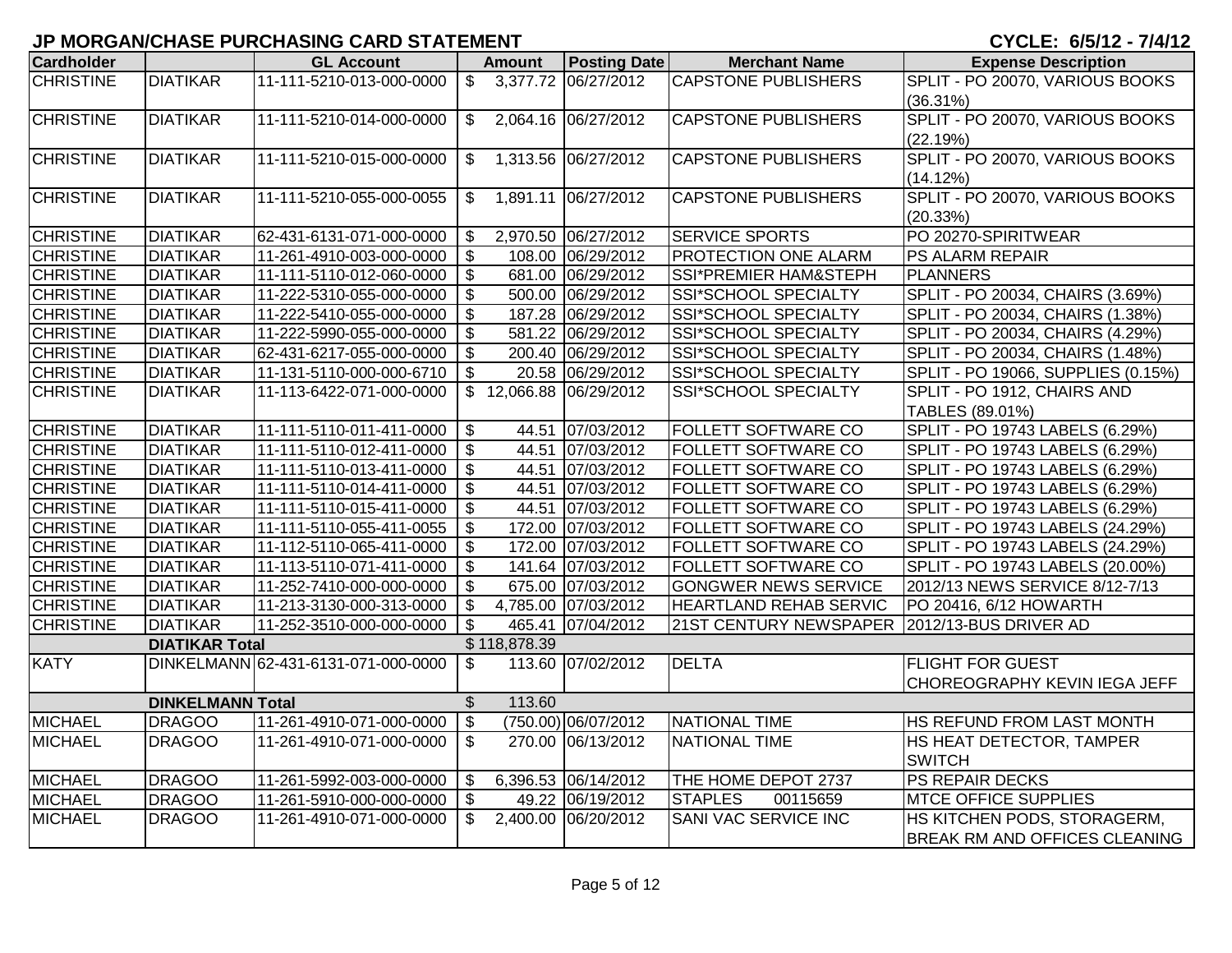## JP MORGAN/CHASE PURCHASING CARD STATEMENT

**CYCLE: 6/5/12 - 7/4/12**

| Cardholder | | GL Account | Amount | Posting Date | Merchant Name | Expense Description |
|---|---|---|---|---|---|---|
| CHRISTINE | DIATIKAR | 11-111-5210-013-000-0000 | $ 3,377.72 | 06/27/2012 | CAPSTONE PUBLISHERS | SPLIT - PO 20070, VARIOUS BOOKS (36.31%) |
| CHRISTINE | DIATIKAR | 11-111-5210-014-000-0000 | $ 2,064.16 | 06/27/2012 | CAPSTONE PUBLISHERS | SPLIT - PO 20070, VARIOUS BOOKS (22.19%) |
| CHRISTINE | DIATIKAR | 11-111-5210-015-000-0000 | $ 1,313.56 | 06/27/2012 | CAPSTONE PUBLISHERS | SPLIT - PO 20070, VARIOUS BOOKS (14.12%) |
| CHRISTINE | DIATIKAR | 11-111-5210-055-000-0055 | $ 1,891.11 | 06/27/2012 | CAPSTONE PUBLISHERS | SPLIT - PO 20070, VARIOUS BOOKS (20.33%) |
| CHRISTINE | DIATIKAR | 62-431-6131-071-000-0000 | $ 2,970.50 | 06/27/2012 | SERVICE SPORTS | PO 20270-SPIRITWEAR |
| CHRISTINE | DIATIKAR | 11-261-4910-003-000-0000 | $ 108.00 | 06/29/2012 | PROTECTION ONE ALARM | PS ALARM REPAIR |
| CHRISTINE | DIATIKAR | 11-111-5110-012-060-0000 | $ 681.00 | 06/29/2012 | SSI*PREMIER HAM&STEPH | PLANNERS |
| CHRISTINE | DIATIKAR | 11-222-5310-055-000-0000 | $ 500.00 | 06/29/2012 | SSI*SCHOOL SPECIALTY | SPLIT - PO 20034, CHAIRS (3.69%) |
| CHRISTINE | DIATIKAR | 11-222-5410-055-000-0000 | $ 187.28 | 06/29/2012 | SSI*SCHOOL SPECIALTY | SPLIT - PO 20034, CHAIRS (1.38%) |
| CHRISTINE | DIATIKAR | 11-222-5990-055-000-0000 | $ 581.22 | 06/29/2012 | SSI*SCHOOL SPECIALTY | SPLIT - PO 20034, CHAIRS (4.29%) |
| CHRISTINE | DIATIKAR | 62-431-6217-055-000-0000 | $ 200.40 | 06/29/2012 | SSI*SCHOOL SPECIALTY | SPLIT - PO 20034, CHAIRS (1.48%) |
| CHRISTINE | DIATIKAR | 11-131-5110-000-000-6710 | $ 20.58 | 06/29/2012 | SSI*SCHOOL SPECIALTY | SPLIT - PO 19066, SUPPLIES (0.15%) |
| CHRISTINE | DIATIKAR | 11-113-6422-071-000-0000 | $ 12,066.88 | 06/29/2012 | SSI*SCHOOL SPECIALTY | SPLIT - PO 1912, CHAIRS AND TABLES (89.01%) |
| CHRISTINE | DIATIKAR | 11-111-5110-011-411-0000 | $ 44.51 | 07/03/2012 | FOLLETT SOFTWARE CO | SPLIT - PO 19743 LABELS (6.29%) |
| CHRISTINE | DIATIKAR | 11-111-5110-012-411-0000 | $ 44.51 | 07/03/2012 | FOLLETT SOFTWARE CO | SPLIT - PO 19743 LABELS (6.29%) |
| CHRISTINE | DIATIKAR | 11-111-5110-013-411-0000 | $ 44.51 | 07/03/2012 | FOLLETT SOFTWARE CO | SPLIT - PO 19743 LABELS (6.29%) |
| CHRISTINE | DIATIKAR | 11-111-5110-014-411-0000 | $ 44.51 | 07/03/2012 | FOLLETT SOFTWARE CO | SPLIT - PO 19743 LABELS (6.29%) |
| CHRISTINE | DIATIKAR | 11-111-5110-015-411-0000 | $ 44.51 | 07/03/2012 | FOLLETT SOFTWARE CO | SPLIT - PO 19743 LABELS (6.29%) |
| CHRISTINE | DIATIKAR | 11-111-5110-055-411-0055 | $ 172.00 | 07/03/2012 | FOLLETT SOFTWARE CO | SPLIT - PO 19743 LABELS (24.29%) |
| CHRISTINE | DIATIKAR | 11-112-5110-065-411-0000 | $ 172.00 | 07/03/2012 | FOLLETT SOFTWARE CO | SPLIT - PO 19743 LABELS (24.29%) |
| CHRISTINE | DIATIKAR | 11-113-5110-071-411-0000 | $ 141.64 | 07/03/2012 | FOLLETT SOFTWARE CO | SPLIT - PO 19743 LABELS (20.00%) |
| CHRISTINE | DIATIKAR | 11-252-7410-000-000-0000 | $ 675.00 | 07/03/2012 | GONGWER NEWS SERVICE | 2012/13 NEWS SERVICE 8/12-7/13 |
| CHRISTINE | DIATIKAR | 11-213-3130-000-313-0000 | $ 4,785.00 | 07/03/2012 | HEARTLAND REHAB SERVIC | PO 20416, 6/12 HOWARTH |
| CHRISTINE | DIATIKAR | 11-252-3510-000-000-0000 | $ 465.41 | 07/04/2012 | 21ST CENTURY NEWSPAPER | 2012/13-BUS DRIVER AD |
| | **DIATIKAR Total** | | $ 118,878.39 | | | |
| KATY | DINKELMANN | 62-431-6131-071-000-0000 | $ 113.60 | 07/02/2012 | DELTA | FLIGHT FOR GUEST CHOREOGRAPHY KEVIN IEGA JEFF |
| | **DINKELMANN Total** | | $ 113.60 | | | |
| MICHAEL | DRAGOO | 11-261-4910-071-000-0000 | $ (750.00) | 06/07/2012 | NATIONAL TIME | HS REFUND FROM LAST MONTH |
| MICHAEL | DRAGOO | 11-261-4910-071-000-0000 | $ 270.00 | 06/13/2012 | NATIONAL TIME | HS HEAT DETECTOR, TAMPER SWITCH |
| MICHAEL | DRAGOO | 11-261-5992-003-000-0000 | $ 6,396.53 | 06/14/2012 | THE HOME DEPOT 2737 | PS REPAIR DECKS |
| MICHAEL | DRAGOO | 11-261-5910-000-000-0000 | $ 49.22 | 06/19/2012 | STAPLES 00115659 | MTCE OFFICE SUPPLIES |
| MICHAEL | DRAGOO | 11-261-4910-071-000-0000 | $ 2,400.00 | 06/20/2012 | SANI VAC SERVICE INC | HS KITCHEN PODS, STORAGERM, BREAK RM AND OFFICES CLEANING |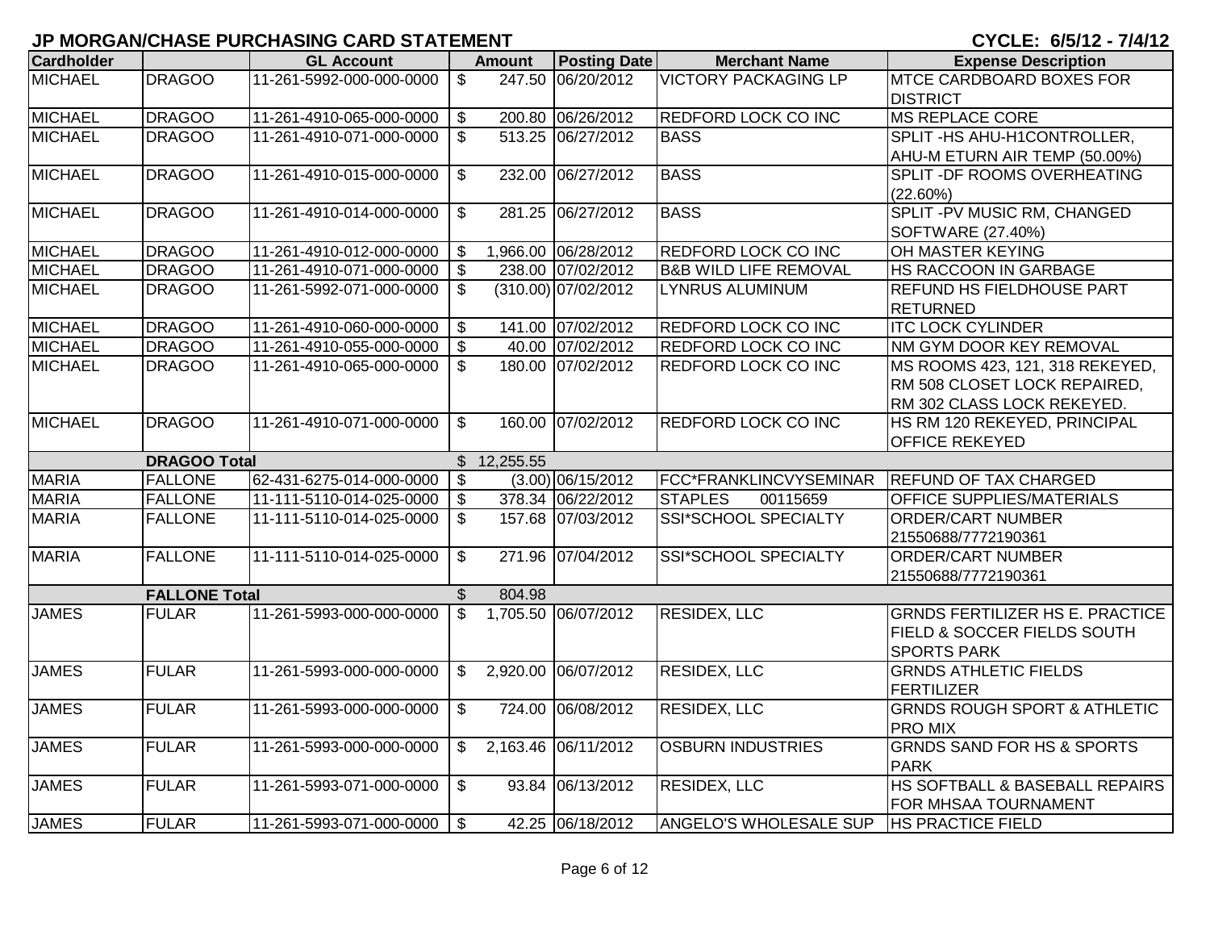## JP MORGAN/CHASE PURCHASING CARD STATEMENT

**CYCLE: 6/5/12 - 7/4/12**

| Cardholder | | GL Account | Amount | Posting Date | Merchant Name | Expense Description |
|---|---|---|---|---|---|---|
| MICHAEL | DRAGOO | 11-261-5992-000-000-0000 | $ 247.50 | 06/20/2012 | VICTORY PACKAGING LP | MTCE CARDBOARD BOXES FOR DISTRICT |
| MICHAEL | DRAGOO | 11-261-4910-065-000-0000 | $ 200.80 | 06/26/2012 | REDFORD LOCK CO INC | MS REPLACE CORE |
| MICHAEL | DRAGOO | 11-261-4910-071-000-0000 | $ 513.25 | 06/27/2012 | BASS | SPLIT -HS AHU-H1CONTROLLER, AHU-M ETURN AIR TEMP (50.00%) |
| MICHAEL | DRAGOO | 11-261-4910-015-000-0000 | $ 232.00 | 06/27/2012 | BASS | SPLIT -DF ROOMS OVERHEATING (22.60%) |
| MICHAEL | DRAGOO | 11-261-4910-014-000-0000 | $ 281.25 | 06/27/2012 | BASS | SPLIT -PV MUSIC RM, CHANGED SOFTWARE (27.40%) |
| MICHAEL | DRAGOO | 11-261-4910-012-000-0000 | $ 1,966.00 | 06/28/2012 | REDFORD LOCK CO INC | OH MASTER KEYING |
| MICHAEL | DRAGOO | 11-261-4910-071-000-0000 | $ 238.00 | 07/02/2012 | B&B WILD LIFE REMOVAL | HS RACCOON IN GARBAGE |
| MICHAEL | DRAGOO | 11-261-5992-071-000-0000 | $ (310.00) | 07/02/2012 | LYNRUS ALUMINUM | REFUND HS FIELDHOUSE PART RETURNED |
| MICHAEL | DRAGOO | 11-261-4910-060-000-0000 | $ 141.00 | 07/02/2012 | REDFORD LOCK CO INC | ITC LOCK CYLINDER |
| MICHAEL | DRAGOO | 11-261-4910-055-000-0000 | $ 40.00 | 07/02/2012 | REDFORD LOCK CO INC | NM GYM DOOR KEY REMOVAL |
| MICHAEL | DRAGOO | 11-261-4910-065-000-0000 | $ 180.00 | 07/02/2012 | REDFORD LOCK CO INC | MS ROOMS 423, 121, 318 REKEYED, RM 508 CLOSET LOCK REPAIRED, RM 302 CLASS LOCK REKEYED. |
| MICHAEL | DRAGOO | 11-261-4910-071-000-0000 | $ 160.00 | 07/02/2012 | REDFORD LOCK CO INC | HS RM 120 REKEYED, PRINCIPAL OFFICE REKEYED |
| | **DRAGOO Total** | | $ 12,255.55 | | | |
| MARIA | FALLONE | 62-431-6275-014-000-0000 | $ (3.00) | 06/15/2012 | FCC*FRANKLINCVYSEMINAR | REFUND OF TAX CHARGED |
| MARIA | FALLONE | 11-111-5110-014-025-0000 | $ 378.34 | 06/22/2012 | STAPLES 00115659 | OFFICE SUPPLIES/MATERIALS |
| MARIA | FALLONE | 11-111-5110-014-025-0000 | $ 157.68 | 07/03/2012 | SSI*SCHOOL SPECIALTY | ORDER/CART NUMBER 21550688/7772190361 |
| MARIA | FALLONE | 11-111-5110-014-025-0000 | $ 271.96 | 07/04/2012 | SSI*SCHOOL SPECIALTY | ORDER/CART NUMBER 21550688/7772190361 |
| | **FALLONE Total** | | $ 804.98 | | | |
| JAMES | FULAR | 11-261-5993-000-000-0000 | $ 1,705.50 | 06/07/2012 | RESIDEX, LLC | GRNDS FERTILIZER HS E. PRACTICE FIELD & SOCCER FIELDS SOUTH SPORTS PARK |
| JAMES | FULAR | 11-261-5993-000-000-0000 | $ 2,920.00 | 06/07/2012 | RESIDEX, LLC | GRNDS ATHLETIC FIELDS FERTILIZER |
| JAMES | FULAR | 11-261-5993-000-000-0000 | $ 724.00 | 06/08/2012 | RESIDEX, LLC | GRNDS ROUGH SPORT & ATHLETIC PRO MIX |
| JAMES | FULAR | 11-261-5993-000-000-0000 | $ 2,163.46 | 06/11/2012 | OSBURN INDUSTRIES | GRNDS SAND FOR HS & SPORTS PARK |
| JAMES | FULAR | 11-261-5993-071-000-0000 | $ 93.84 | 06/13/2012 | RESIDEX, LLC | HS SOFTBALL & BASEBALL REPAIRS FOR MHSAA TOURNAMENT |
| JAMES | FULAR | 11-261-5993-071-000-0000 | $ 42.25 | 06/18/2012 | ANGELO'S WHOLESALE SUP | HS PRACTICE FIELD |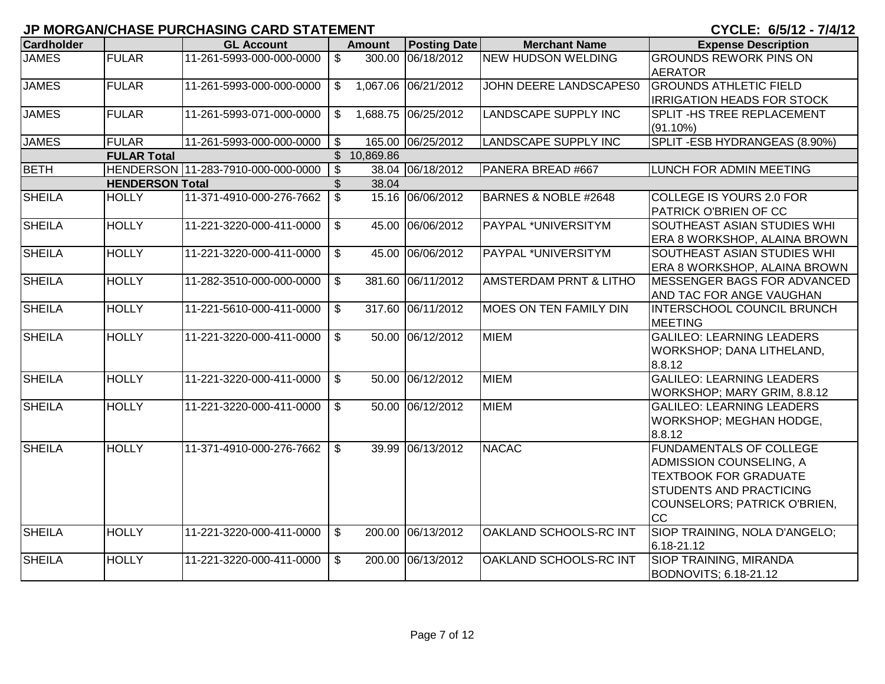# JP MORGAN/CHASE PURCHASING CARD STATEMENT

CYCLE: 6/5/12 - 7/4/12

| Cardholder | | GL Account | Amount | Posting Date | Merchant Name | Expense Description |
|---|---|---|---|---|---|---|
| JAMES | FULAR | 11-261-5993-000-000-0000 | $ 300.00 | 06/18/2012 | NEW HUDSON WELDING | GROUNDS REWORK PINS ON AERATOR |
| JAMES | FULAR | 11-261-5993-000-000-0000 | $ 1,067.06 | 06/21/2012 | JOHN DEERE LANDSCAPES0 | GROUNDS ATHLETIC FIELD IRRIGATION HEADS FOR STOCK |
| JAMES | FULAR | 11-261-5993-071-000-0000 | $ 1,688.75 | 06/25/2012 | LANDSCAPE SUPPLY INC | SPLIT -HS TREE REPLACEMENT (91.10%) |
| JAMES | FULAR | 11-261-5993-000-000-0000 | $ 165.00 | 06/25/2012 | LANDSCAPE SUPPLY INC | SPLIT -ESB HYDRANGEAS (8.90%) |
| | FULAR Total | | $ 10,869.86 | | | |
| BETH | HENDERSON | 11-283-7910-000-000-0000 | $ 38.04 | 06/18/2012 | PANERA BREAD #667 | LUNCH FOR ADMIN MEETING |
| | HENDERSON Total | | $ 38.04 | | | |
| SHEILA | HOLLY | 11-371-4910-000-276-7662 | $ 15.16 | 06/06/2012 | BARNES & NOBLE #2648 | COLLEGE IS YOURS 2.0 FOR PATRICK O'BRIEN OF CC |
| SHEILA | HOLLY | 11-221-3220-000-411-0000 | $ 45.00 | 06/06/2012 | PAYPAL *UNIVERSITYM | SOUTHEAST ASIAN STUDIES WHI ERA 8 WORKSHOP, ALAINA BROWN |
| SHEILA | HOLLY | 11-221-3220-000-411-0000 | $ 45.00 | 06/06/2012 | PAYPAL *UNIVERSITYM | SOUTHEAST ASIAN STUDIES WHI ERA 8 WORKSHOP, ALAINA BROWN |
| SHEILA | HOLLY | 11-282-3510-000-000-0000 | $ 381.60 | 06/11/2012 | AMSTERDAM PRNT & LITHO | MESSENGER BAGS FOR ADVANCED AND TAC FOR ANGE VAUGHAN |
| SHEILA | HOLLY | 11-221-5610-000-411-0000 | $ 317.60 | 06/11/2012 | MOES ON TEN FAMILY DIN | INTERSCHOOL COUNCIL BRUNCH MEETING |
| SHEILA | HOLLY | 11-221-3220-000-411-0000 | $ 50.00 | 06/12/2012 | MIEM | GALILEO: LEARNING LEADERS WORKSHOP; DANA LITHELAND, 8.8.12 |
| SHEILA | HOLLY | 11-221-3220-000-411-0000 | $ 50.00 | 06/12/2012 | MIEM | GALILEO: LEARNING LEADERS WORKSHOP; MARY GRIM, 8.8.12 |
| SHEILA | HOLLY | 11-221-3220-000-411-0000 | $ 50.00 | 06/12/2012 | MIEM | GALILEO: LEARNING LEADERS WORKSHOP; MEGHAN HODGE, 8.8.12 |
| SHEILA | HOLLY | 11-371-4910-000-276-7662 | $ 39.99 | 06/13/2012 | NACAC | FUNDAMENTALS OF COLLEGE ADMISSION COUNSELING, A TEXTBOOK FOR GRADUATE STUDENTS AND PRACTICING COUNSELORS; PATRICK O'BRIEN, CC |
| SHEILA | HOLLY | 11-221-3220-000-411-0000 | $ 200.00 | 06/13/2012 | OAKLAND SCHOOLS-RC INT | SIOP TRAINING, NOLA D'ANGELO; 6.18-21.12 |
| SHEILA | HOLLY | 11-221-3220-000-411-0000 | $ 200.00 | 06/13/2012 | OAKLAND SCHOOLS-RC INT | SIOP TRAINING, MIRANDA BODNOVITS; 6.18-21.12 |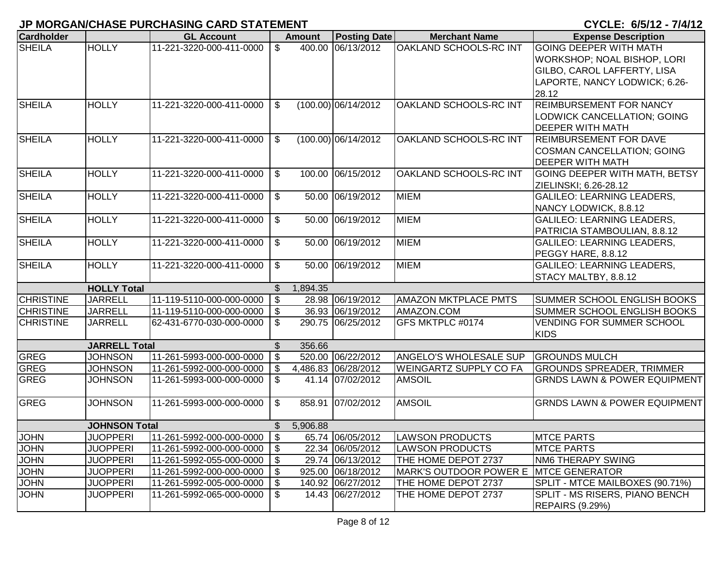# JP MORGAN/CHASE PURCHASING CARD STATEMENT

CYCLE: 6/5/12 - 7/4/12

| Cardholder | | GL Account | Amount | Posting Date | Merchant Name | Expense Description |
|---|---|---|---|---|---|---|
| SHEILA | HOLLY | 11-221-3220-000-411-0000 | $ 400.00 | 06/13/2012 | OAKLAND SCHOOLS-RC INT | GOING DEEPER WITH MATH WORKSHOP; NOAL BISHOP, LORI GILBO, CAROL LAFFERTY, LISA LAPORTE, NANCY LODWICK; 6.26-28.12 |
| SHEILA | HOLLY | 11-221-3220-000-411-0000 | $ (100.00) | 06/14/2012 | OAKLAND SCHOOLS-RC INT | REIMBURSEMENT FOR NANCY LODWICK CANCELLATION; GOING DEEPER WITH MATH |
| SHEILA | HOLLY | 11-221-3220-000-411-0000 | $ (100.00) | 06/14/2012 | OAKLAND SCHOOLS-RC INT | REIMBURSEMENT FOR DAVE COSMAN CANCELLATION; GOING DEEPER WITH MATH |
| SHEILA | HOLLY | 11-221-3220-000-411-0000 | $ 100.00 | 06/15/2012 | OAKLAND SCHOOLS-RC INT | GOING DEEPER WITH MATH, BETSY ZIELINSKI; 6.26-28.12 |
| SHEILA | HOLLY | 11-221-3220-000-411-0000 | $ 50.00 | 06/19/2012 | MIEM | GALILEO: LEARNING LEADERS, NANCY LODWICK, 8.8.12 |
| SHEILA | HOLLY | 11-221-3220-000-411-0000 | $ 50.00 | 06/19/2012 | MIEM | GALILEO: LEARNING LEADERS, PATRICIA STAMBOULIAN, 8.8.12 |
| SHEILA | HOLLY | 11-221-3220-000-411-0000 | $ 50.00 | 06/19/2012 | MIEM | GALILEO: LEARNING LEADERS, PEGGY HARE, 8.8.12 |
| SHEILA | HOLLY | 11-221-3220-000-411-0000 | $ 50.00 | 06/19/2012 | MIEM | GALILEO: LEARNING LEADERS, STACY MALTBY, 8.8.12 |
| | **HOLLY Total** | | $ 1,894.35 | | | |
| CHRISTINE | JARRELL | 11-119-5110-000-000-0000 | $ 28.98 | 06/19/2012 | AMAZON MKTPLACE PMTS | SUMMER SCHOOL ENGLISH BOOKS |
| CHRISTINE | JARRELL | 11-119-5110-000-000-0000 | $ 36.93 | 06/19/2012 | AMAZON.COM | SUMMER SCHOOL ENGLISH BOOKS |
| CHRISTINE | JARRELL | 62-431-6770-030-000-0000 | $ 290.75 | 06/25/2012 | GFS MKTPLC #0174 | VENDING FOR SUMMER SCHOOL KIDS |
| | **JARRELL Total** | | $ 356.66 | | | |
| GREG | JOHNSON | 11-261-5993-000-000-0000 | $ 520.00 | 06/22/2012 | ANGELO'S WHOLESALE SUP | GROUNDS MULCH |
| GREG | JOHNSON | 11-261-5992-000-000-0000 | $ 4,486.83 | 06/28/2012 | WEINGARTZ SUPPLY CO FA | GROUNDS SPREADER, TRIMMER |
| GREG | JOHNSON | 11-261-5993-000-000-0000 | $ 41.14 | 07/02/2012 | AMSOIL | GRNDS LAWN & POWER EQUIPMENT |
| GREG | JOHNSON | 11-261-5993-000-000-0000 | $ 858.91 | 07/02/2012 | AMSOIL | GRNDS LAWN & POWER EQUIPMENT |
| | **JOHNSON Total** | | $ 5,906.88 | | | |
| JOHN | JUOPPERI | 11-261-5992-000-000-0000 | $ 65.74 | 06/05/2012 | LAWSON PRODUCTS | MTCE PARTS |
| JOHN | JUOPPERI | 11-261-5992-000-000-0000 | $ 22.34 | 06/05/2012 | LAWSON PRODUCTS | MTCE PARTS |
| JOHN | JUOPPERI | 11-261-5992-055-000-0000 | $ 29.74 | 06/13/2012 | THE HOME DEPOT 2737 | NM6 THERAPY SWING |
| JOHN | JUOPPERI | 11-261-5992-000-000-0000 | $ 925.00 | 06/18/2012 | MARK'S OUTDOOR POWER E | MTCE GENERATOR |
| JOHN | JUOPPERI | 11-261-5992-005-000-0000 | $ 140.92 | 06/27/2012 | THE HOME DEPOT 2737 | SPLIT - MTCE MAILBOXES (90.71%) |
| JOHN | JUOPPERI | 11-261-5992-065-000-0000 | $ 14.43 | 06/27/2012 | THE HOME DEPOT 2737 | SPLIT - MS RISERS, PIANO BENCH REPAIRS (9.29%) |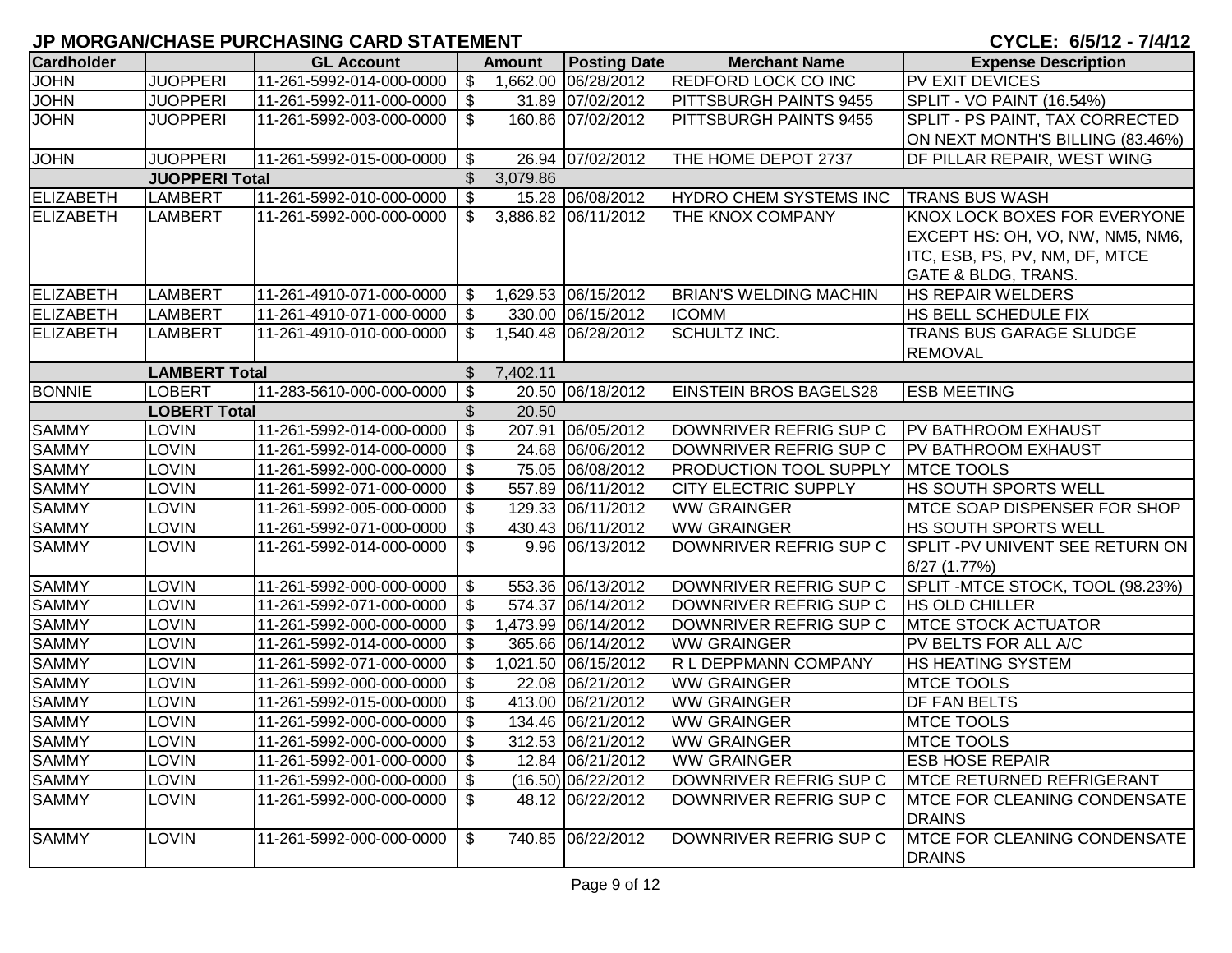**JP MORGAN/CHASE PURCHASING CARD STATEMENT** **CYCLE: 6/5/12 - 7/4/12**

| Cardholder | | GL Account | Amount | Posting Date | Merchant Name | Expense Description |
|---|---|---|---|---|---|---|
| JOHN | JUOPPERI | 11-261-5992-014-000-0000 | $ 1,662.00 | 06/28/2012 | REDFORD LOCK CO INC | PV EXIT DEVICES |
| JOHN | JUOPPERI | 11-261-5992-011-000-0000 | $ 31.89 | 07/02/2012 | PITTSBURGH PAINTS 9455 | SPLIT - VO PAINT (16.54%) |
| JOHN | JUOPPERI | 11-261-5992-003-000-0000 | $ 160.86 | 07/02/2012 | PITTSBURGH PAINTS 9455 | SPLIT - PS PAINT, TAX CORRECTED ON NEXT MONTH'S BILLING (83.46%) |
| JOHN | JUOPPERI | 11-261-5992-015-000-0000 | $ 26.94 | 07/02/2012 | THE HOME DEPOT 2737 | DF PILLAR REPAIR, WEST WING |
| | **JUOPPERI Total** | | $ 3,079.86 | | | |
| ELIZABETH | LAMBERT | 11-261-5992-010-000-0000 | $ 15.28 | 06/08/2012 | HYDRO CHEM SYSTEMS INC | TRANS BUS WASH |
| ELIZABETH | LAMBERT | 11-261-5992-000-000-0000 | $ 3,886.82 | 06/11/2012 | THE KNOX COMPANY | KNOX LOCK BOXES FOR EVERYONE EXCEPT HS: OH, VO, NW, NM5, NM6, ITC, ESB, PS, PV, NM, DF, MTCE GATE & BLDG, TRANS. |
| ELIZABETH | LAMBERT | 11-261-4910-071-000-0000 | $ 1,629.53 | 06/15/2012 | BRIAN'S WELDING MACHIN | HS REPAIR WELDERS |
| ELIZABETH | LAMBERT | 11-261-4910-071-000-0000 | $ 330.00 | 06/15/2012 | ICOMM | HS BELL SCHEDULE FIX |
| ELIZABETH | LAMBERT | 11-261-4910-010-000-0000 | $ 1,540.48 | 06/28/2012 | SCHULTZ INC. | TRANS BUS GARAGE SLUDGE REMOVAL |
| | **LAMBERT Total** | | $ 7,402.11 | | | |
| BONNIE | LOBERT | 11-283-5610-000-000-0000 | $ 20.50 | 06/18/2012 | EINSTEIN BROS BAGELS28 | ESB MEETING |
| | **LOBERT Total** | | $ 20.50 | | | |
| SAMMY | LOVIN | 11-261-5992-014-000-0000 | $ 207.91 | 06/05/2012 | DOWNRIVER REFRIG SUP C | PV BATHROOM EXHAUST |
| SAMMY | LOVIN | 11-261-5992-014-000-0000 | $ 24.68 | 06/06/2012 | DOWNRIVER REFRIG SUP C | PV BATHROOM EXHAUST |
| SAMMY | LOVIN | 11-261-5992-000-000-0000 | $ 75.05 | 06/08/2012 | PRODUCTION TOOL SUPPLY | MTCE TOOLS |
| SAMMY | LOVIN | 11-261-5992-071-000-0000 | $ 557.89 | 06/11/2012 | CITY ELECTRIC SUPPLY | HS SOUTH SPORTS WELL |
| SAMMY | LOVIN | 11-261-5992-005-000-0000 | $ 129.33 | 06/11/2012 | WW GRAINGER | MTCE SOAP DISPENSER FOR SHOP |
| SAMMY | LOVIN | 11-261-5992-071-000-0000 | $ 430.43 | 06/11/2012 | WW GRAINGER | HS SOUTH SPORTS WELL |
| SAMMY | LOVIN | 11-261-5992-014-000-0000 | $ 9.96 | 06/13/2012 | DOWNRIVER REFRIG SUP C | SPLIT -PV UNIVENT SEE RETURN ON 6/27 (1.77%) |
| SAMMY | LOVIN | 11-261-5992-000-000-0000 | $ 553.36 | 06/13/2012 | DOWNRIVER REFRIG SUP C | SPLIT -MTCE STOCK, TOOL (98.23%) |
| SAMMY | LOVIN | 11-261-5992-071-000-0000 | $ 574.37 | 06/14/2012 | DOWNRIVER REFRIG SUP C | HS OLD CHILLER |
| SAMMY | LOVIN | 11-261-5992-000-000-0000 | $ 1,473.99 | 06/14/2012 | DOWNRIVER REFRIG SUP C | MTCE STOCK ACTUATOR |
| SAMMY | LOVIN | 11-261-5992-014-000-0000 | $ 365.66 | 06/14/2012 | WW GRAINGER | PV BELTS FOR ALL A/C |
| SAMMY | LOVIN | 11-261-5992-071-000-0000 | $ 1,021.50 | 06/15/2012 | R L DEPPMANN COMPANY | HS HEATING SYSTEM |
| SAMMY | LOVIN | 11-261-5992-000-000-0000 | $ 22.08 | 06/21/2012 | WW GRAINGER | MTCE TOOLS |
| SAMMY | LOVIN | 11-261-5992-015-000-0000 | $ 413.00 | 06/21/2012 | WW GRAINGER | DF FAN BELTS |
| SAMMY | LOVIN | 11-261-5992-000-000-0000 | $ 134.46 | 06/21/2012 | WW GRAINGER | MTCE TOOLS |
| SAMMY | LOVIN | 11-261-5992-000-000-0000 | $ 312.53 | 06/21/2012 | WW GRAINGER | MTCE TOOLS |
| SAMMY | LOVIN | 11-261-5992-001-000-0000 | $ 12.84 | 06/21/2012 | WW GRAINGER | ESB HOSE REPAIR |
| SAMMY | LOVIN | 11-261-5992-000-000-0000 | $ (16.50) | 06/22/2012 | DOWNRIVER REFRIG SUP C | MTCE RETURNED REFRIGERANT |
| SAMMY | LOVIN | 11-261-5992-000-000-0000 | $ 48.12 | 06/22/2012 | DOWNRIVER REFRIG SUP C | MTCE FOR CLEANING CONDENSATE DRAINS |
| SAMMY | LOVIN | 11-261-5992-000-000-0000 | $ 740.85 | 06/22/2012 | DOWNRIVER REFRIG SUP C | MTCE FOR CLEANING CONDENSATE DRAINS |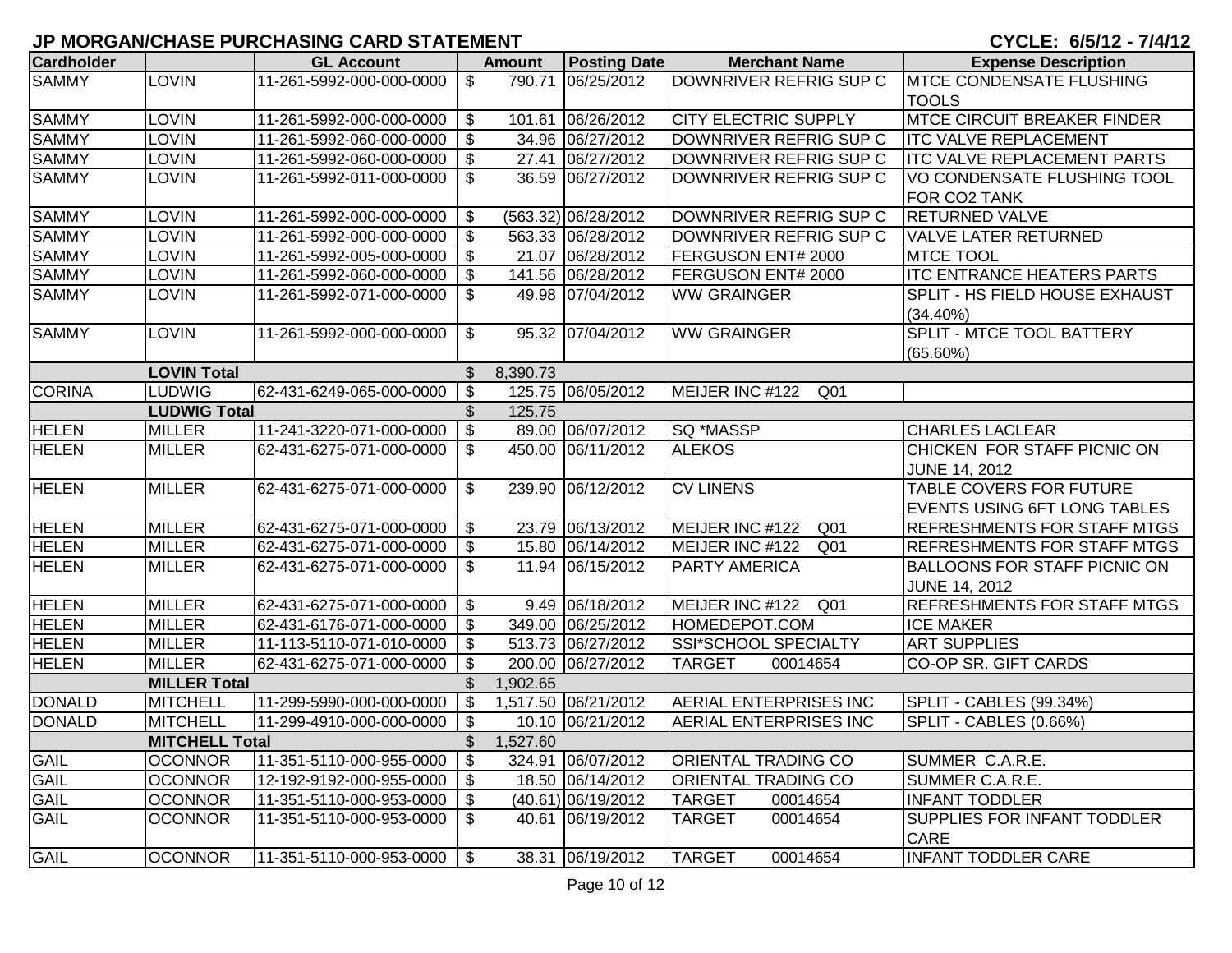## JP MORGAN/CHASE PURCHASING CARD STATEMENT

**CYCLE: 6/5/12 - 7/4/12**

| Cardholder | | GL Account | Amount | Posting Date | Merchant Name | Expense Description |
|---|---|---|---|---|---|---|
| SAMMY | LOVIN | 11-261-5992-000-000-0000 | $ 790.71 | 06/25/2012 | DOWNRIVER REFRIG SUP C | MTCE CONDENSATE FLUSHING TOOLS |
| SAMMY | LOVIN | 11-261-5992-000-000-0000 | $ 101.61 | 06/26/2012 | CITY ELECTRIC SUPPLY | MTCE CIRCUIT BREAKER FINDER |
| SAMMY | LOVIN | 11-261-5992-060-000-0000 | $ 34.96 | 06/27/2012 | DOWNRIVER REFRIG SUP C | ITC VALVE REPLACEMENT |
| SAMMY | LOVIN | 11-261-5992-060-000-0000 | $ 27.41 | 06/27/2012 | DOWNRIVER REFRIG SUP C | ITC VALVE REPLACEMENT PARTS |
| SAMMY | LOVIN | 11-261-5992-011-000-0000 | $ 36.59 | 06/27/2012 | DOWNRIVER REFRIG SUP C | VO CONDENSATE FLUSHING TOOL FOR CO2 TANK |
| SAMMY | LOVIN | 11-261-5992-000-000-0000 | $ (563.32) | 06/28/2012 | DOWNRIVER REFRIG SUP C | RETURNED VALVE |
| SAMMY | LOVIN | 11-261-5992-000-000-0000 | $ 563.33 | 06/28/2012 | DOWNRIVER REFRIG SUP C | VALVE LATER RETURNED |
| SAMMY | LOVIN | 11-261-5992-005-000-0000 | $ 21.07 | 06/28/2012 | FERGUSON ENT# 2000 | MTCE TOOL |
| SAMMY | LOVIN | 11-261-5992-060-000-0000 | $ 141.56 | 06/28/2012 | FERGUSON ENT# 2000 | ITC ENTRANCE HEATERS PARTS |
| SAMMY | LOVIN | 11-261-5992-071-000-0000 | $ 49.98 | 07/04/2012 | WW GRAINGER | SPLIT - HS FIELD HOUSE EXHAUST (34.40%) |
| SAMMY | LOVIN | 11-261-5992-000-000-0000 | $ 95.32 | 07/04/2012 | WW GRAINGER | SPLIT - MTCE TOOL BATTERY (65.60%) |
| | **LOVIN Total** | | $ 8,390.73 | | | |
| CORINA | LUDWIG | 62-431-6249-065-000-0000 | $ 125.75 | 06/05/2012 | MEIJER INC #122 Q01 | |
| | **LUDWIG Total** | | $ 125.75 | | | |
| HELEN | MILLER | 11-241-3220-071-000-0000 | $ 89.00 | 06/07/2012 | SQ *MASSP | CHARLES LACLEAR |
| HELEN | MILLER | 62-431-6275-071-000-0000 | $ 450.00 | 06/11/2012 | ALEKOS | CHICKEN FOR STAFF PICNIC ON JUNE 14, 2012 |
| HELEN | MILLER | 62-431-6275-071-000-0000 | $ 239.90 | 06/12/2012 | CV LINENS | TABLE COVERS FOR FUTURE EVENTS USING 6FT LONG TABLES |
| HELEN | MILLER | 62-431-6275-071-000-0000 | $ 23.79 | 06/13/2012 | MEIJER INC #122 Q01 | REFRESHMENTS FOR STAFF MTGS |
| HELEN | MILLER | 62-431-6275-071-000-0000 | $ 15.80 | 06/14/2012 | MEIJER INC #122 Q01 | REFRESHMENTS FOR STAFF MTGS |
| HELEN | MILLER | 62-431-6275-071-000-0000 | $ 11.94 | 06/15/2012 | PARTY AMERICA | BALLOONS FOR STAFF PICNIC ON JUNE 14, 2012 |
| HELEN | MILLER | 62-431-6275-071-000-0000 | $ 9.49 | 06/18/2012 | MEIJER INC #122 Q01 | REFRESHMENTS FOR STAFF MTGS |
| HELEN | MILLER | 62-431-6176-071-000-0000 | $ 349.00 | 06/25/2012 | HOMEDEPOT.COM | ICE MAKER |
| HELEN | MILLER | 11-113-5110-071-010-0000 | $ 513.73 | 06/27/2012 | SSI*SCHOOL SPECIALTY | ART SUPPLIES |
| HELEN | MILLER | 62-431-6275-071-000-0000 | $ 200.00 | 06/27/2012 | TARGET 00014654 | CO-OP SR. GIFT CARDS |
| | **MILLER Total** | | $ 1,902.65 | | | |
| DONALD | MITCHELL | 11-299-5990-000-000-0000 | $ 1,517.50 | 06/21/2012 | AERIAL ENTERPRISES INC | SPLIT - CABLES (99.34%) |
| DONALD | MITCHELL | 11-299-4910-000-000-0000 | $ 10.10 | 06/21/2012 | AERIAL ENTERPRISES INC | SPLIT - CABLES (0.66%) |
| | **MITCHELL Total** | | $ 1,527.60 | | | |
| GAIL | OCONNOR | 11-351-5110-000-955-0000 | $ 324.91 | 06/07/2012 | ORIENTAL TRADING CO | SUMMER C.A.R.E. |
| GAIL | OCONNOR | 12-192-9192-000-955-0000 | $ 18.50 | 06/14/2012 | ORIENTAL TRADING CO | SUMMER C.A.R.E. |
| GAIL | OCONNOR | 11-351-5110-000-953-0000 | $ (40.61) | 06/19/2012 | TARGET 00014654 | INFANT TODDLER |
| GAIL | OCONNOR | 11-351-5110-000-953-0000 | $ 40.61 | 06/19/2012 | TARGET 00014654 | SUPPLIES FOR INFANT TODDLER CARE |
| GAIL | OCONNOR | 11-351-5110-000-953-0000 | $ 38.31 | 06/19/2012 | TARGET 00014654 | INFANT TODDLER CARE |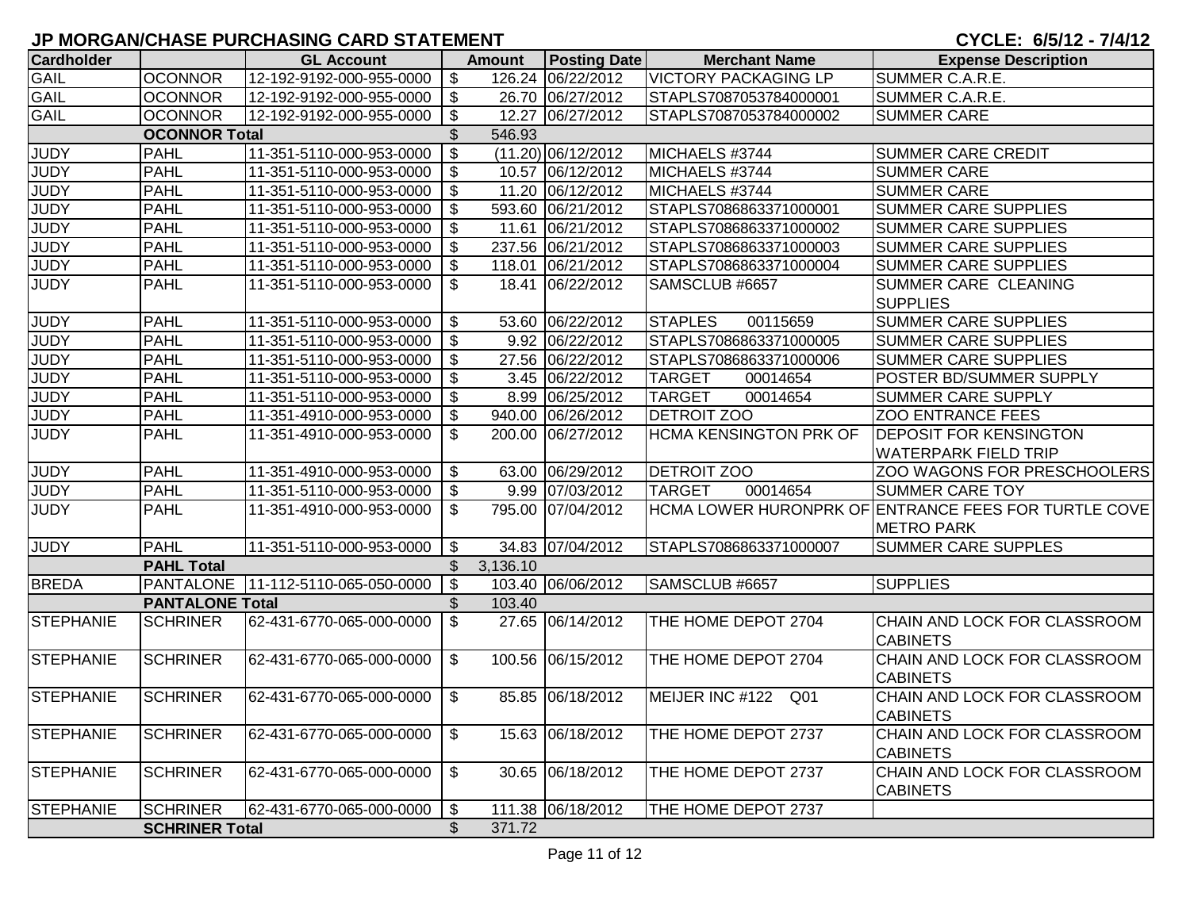## JP MORGAN/CHASE PURCHASING CARD STATEMENT

**CYCLE: 6/5/12 - 7/4/12**

| Cardholder | | GL Account | Amount | Posting Date | Merchant Name | Expense Description |
|---|---|---|---|---|---|---|
| GAIL | OCONNOR | 12-192-9192-000-955-0000 | $ 126.24 | 06/22/2012 | VICTORY PACKAGING LP | SUMMER C.A.R.E. |
| GAIL | OCONNOR | 12-192-9192-000-955-0000 | $ 26.70 | 06/27/2012 | STAPLS7087053784000001 | SUMMER C.A.R.E. |
| GAIL | OCONNOR | 12-192-9192-000-955-0000 | $ 12.27 | 06/27/2012 | STAPLS7087053784000002 | SUMMER CARE |
| | **OCONNOR Total** | | $ 546.93 | | | |
| JUDY | PAHL | 11-351-5110-000-953-0000 | $ (11.20) | 06/12/2012 | MICHAELS #3744 | SUMMER CARE CREDIT |
| JUDY | PAHL | 11-351-5110-000-953-0000 | $ 10.57 | 06/12/2012 | MICHAELS #3744 | SUMMER CARE |
| JUDY | PAHL | 11-351-5110-000-953-0000 | $ 11.20 | 06/12/2012 | MICHAELS #3744 | SUMMER CARE |
| JUDY | PAHL | 11-351-5110-000-953-0000 | $ 593.60 | 06/21/2012 | STAPLS7086863371000001 | SUMMER CARE SUPPLIES |
| JUDY | PAHL | 11-351-5110-000-953-0000 | $ 11.61 | 06/21/2012 | STAPLS7086863371000002 | SUMMER CARE SUPPLIES |
| JUDY | PAHL | 11-351-5110-000-953-0000 | $ 237.56 | 06/21/2012 | STAPLS7086863371000003 | SUMMER CARE SUPPLIES |
| JUDY | PAHL | 11-351-5110-000-953-0000 | $ 118.01 | 06/21/2012 | STAPLS7086863371000004 | SUMMER CARE SUPPLIES |
| JUDY | PAHL | 11-351-5110-000-953-0000 | $ 18.41 | 06/22/2012 | SAMSCLUB #6657 | SUMMER CARE CLEANING SUPPLIES |
| JUDY | PAHL | 11-351-5110-000-953-0000 | $ 53.60 | 06/22/2012 | STAPLES 00115659 | SUMMER CARE SUPPLIES |
| JUDY | PAHL | 11-351-5110-000-953-0000 | $ 9.92 | 06/22/2012 | STAPLS7086863371000005 | SUMMER CARE SUPPLIES |
| JUDY | PAHL | 11-351-5110-000-953-0000 | $ 27.56 | 06/22/2012 | STAPLS7086863371000006 | SUMMER CARE SUPPLIES |
| JUDY | PAHL | 11-351-5110-000-953-0000 | $ 3.45 | 06/22/2012 | TARGET 00014654 | POSTER BD/SUMMER SUPPLY |
| JUDY | PAHL | 11-351-5110-000-953-0000 | $ 8.99 | 06/25/2012 | TARGET 00014654 | SUMMER CARE SUPPLY |
| JUDY | PAHL | 11-351-4910-000-953-0000 | $ 940.00 | 06/26/2012 | DETROIT ZOO | ZOO ENTRANCE FEES |
| JUDY | PAHL | 11-351-4910-000-953-0000 | $ 200.00 | 06/27/2012 | HCMA KENSINGTON PRK OF | DEPOSIT FOR KENSINGTON WATERPARK FIELD TRIP |
| JUDY | PAHL | 11-351-4910-000-953-0000 | $ 63.00 | 06/29/2012 | DETROIT ZOO | ZOO WAGONS FOR PRESCHOOLERS |
| JUDY | PAHL | 11-351-5110-000-953-0000 | $ 9.99 | 07/03/2012 | TARGET 00014654 | SUMMER CARE TOY |
| JUDY | PAHL | 11-351-4910-000-953-0000 | $ 795.00 | 07/04/2012 | HCMA LOWER HURONPRK OF | ENTRANCE FEES FOR TURTLE COVE METRO PARK |
| JUDY | PAHL | 11-351-5110-000-953-0000 | $ 34.83 | 07/04/2012 | STAPLS7086863371000007 | SUMMER CARE SUPPLES |
| | **PAHL Total** | | $ 3,136.10 | | | |
| BREDA | PANTALONE | 11-112-5110-065-050-0000 | $ 103.40 | 06/06/2012 | SAMSCLUB #6657 | SUPPLIES |
| | **PANTALONE Total** | | $ 103.40 | | | |
| STEPHANIE | SCHRINER | 62-431-6770-065-000-0000 | $ 27.65 | 06/14/2012 | THE HOME DEPOT 2704 | CHAIN AND LOCK FOR CLASSROOM CABINETS |
| STEPHANIE | SCHRINER | 62-431-6770-065-000-0000 | $ 100.56 | 06/15/2012 | THE HOME DEPOT 2704 | CHAIN AND LOCK FOR CLASSROOM CABINETS |
| STEPHANIE | SCHRINER | 62-431-6770-065-000-0000 | $ 85.85 | 06/18/2012 | MEIJER INC #122 Q01 | CHAIN AND LOCK FOR CLASSROOM CABINETS |
| STEPHANIE | SCHRINER | 62-431-6770-065-000-0000 | $ 15.63 | 06/18/2012 | THE HOME DEPOT 2737 | CHAIN AND LOCK FOR CLASSROOM CABINETS |
| STEPHANIE | SCHRINER | 62-431-6770-065-000-0000 | $ 30.65 | 06/18/2012 | THE HOME DEPOT 2737 | CHAIN AND LOCK FOR CLASSROOM CABINETS |
| STEPHANIE | SCHRINER | 62-431-6770-065-000-0000 | $ 111.38 | 06/18/2012 | THE HOME DEPOT 2737 | |
| | **SCHRINER Total** | | $ 371.72 | | | |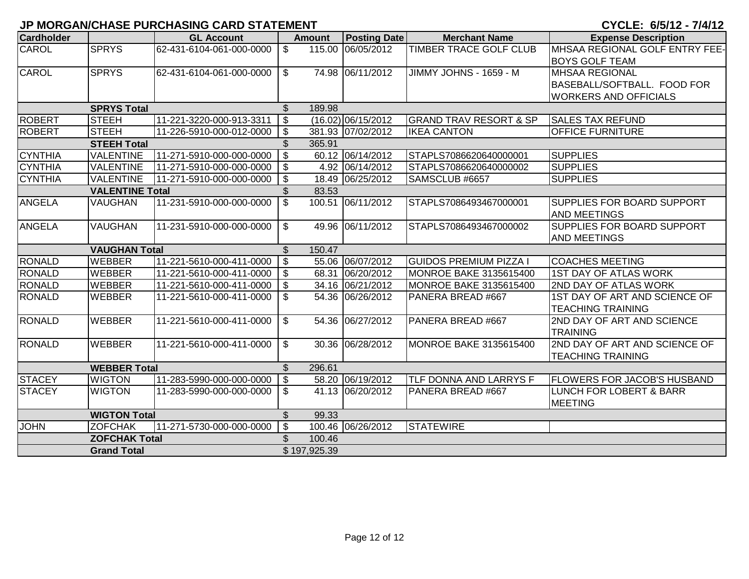## JP MORGAN/CHASE PURCHASING CARD STATEMENT

**CYCLE: 6/5/12 - 7/4/12**

| Cardholder | | GL Account | Amount | Posting Date | Merchant Name | Expense Description |
|---|---|---|---|---|---|---|
| CAROL | SPRYS | 62-431-6104-061-000-0000 | $ 115.00 | 06/05/2012 | TIMBER TRACE GOLF CLUB | MHSAA REGIONAL GOLF ENTRY FEE-BOYS GOLF TEAM |
| CAROL | SPRYS | 62-431-6104-061-000-0000 | $ 74.98 | 06/11/2012 | JIMMY JOHNS - 1659 - M | MHSAA REGIONAL BASEBALL/SOFTBALL. FOOD FOR WORKERS AND OFFICIALS |
| | **SPRYS Total** | | $ 189.98 | | | |
| ROBERT | STEEH | 11-221-3220-000-913-3311 | $ (16.02) | 06/15/2012 | GRAND TRAV RESORT & SP | SALES TAX REFUND |
| ROBERT | STEEH | 11-226-5910-000-012-0000 | $ 381.93 | 07/02/2012 | IKEA CANTON | OFFICE FURNITURE |
| | **STEEH Total** | | $ 365.91 | | | |
| CYNTHIA | VALENTINE | 11-271-5910-000-000-0000 | $ 60.12 | 06/14/2012 | STAPLS7086620640000001 | SUPPLIES |
| CYNTHIA | VALENTINE | 11-271-5910-000-000-0000 | $ 4.92 | 06/14/2012 | STAPLS7086620640000002 | SUPPLIES |
| CYNTHIA | VALENTINE | 11-271-5910-000-000-0000 | $ 18.49 | 06/25/2012 | SAMSCLUB #6657 | SUPPLIES |
| | **VALENTINE Total** | | $ 83.53 | | | |
| ANGELA | VAUGHAN | 11-231-5910-000-000-0000 | $ 100.51 | 06/11/2012 | STAPLS7086493467000001 | SUPPLIES FOR BOARD SUPPORT AND MEETINGS |
| ANGELA | VAUGHAN | 11-231-5910-000-000-0000 | $ 49.96 | 06/11/2012 | STAPLS7086493467000002 | SUPPLIES FOR BOARD SUPPORT AND MEETINGS |
| | **VAUGHAN Total** | | $ 150.47 | | | |
| RONALD | WEBBER | 11-221-5610-000-411-0000 | $ 55.06 | 06/07/2012 | GUIDOS PREMIUM PIZZA I | COACHES MEETING |
| RONALD | WEBBER | 11-221-5610-000-411-0000 | $ 68.31 | 06/20/2012 | MONROE BAKE 3135615400 | 1ST DAY OF ATLAS WORK |
| RONALD | WEBBER | 11-221-5610-000-411-0000 | $ 34.16 | 06/21/2012 | MONROE BAKE 3135615400 | 2ND DAY OF ATLAS WORK |
| RONALD | WEBBER | 11-221-5610-000-411-0000 | $ 54.36 | 06/26/2012 | PANERA BREAD #667 | 1ST DAY OF ART AND SCIENCE OF TEACHING TRAINING |
| RONALD | WEBBER | 11-221-5610-000-411-0000 | $ 54.36 | 06/27/2012 | PANERA BREAD #667 | 2ND DAY OF ART AND SCIENCE TRAINING |
| RONALD | WEBBER | 11-221-5610-000-411-0000 | $ 30.36 | 06/28/2012 | MONROE BAKE 3135615400 | 2ND DAY OF ART AND SCIENCE OF TEACHING TRAINING |
| | **WEBBER Total** | | $ 296.61 | | | |
| STACEY | WIGTON | 11-283-5990-000-000-0000 | $ 58.20 | 06/19/2012 | TLF DONNA AND LARRYS F | FLOWERS FOR JACOB'S HUSBAND |
| STACEY | WIGTON | 11-283-5990-000-000-0000 | $ 41.13 | 06/20/2012 | PANERA BREAD #667 | LUNCH FOR LOBERT & BARR MEETING |
| | **WIGTON Total** | | $ 99.33 | | | |
| JOHN | ZOFCHAK | 11-271-5730-000-000-0000 | $ 100.46 | 06/26/2012 | STATEWIRE | |
| | **ZOFCHAK Total** | | $ 100.46 | | | |
| | **Grand Total** | | $ 197,925.39 | | | |